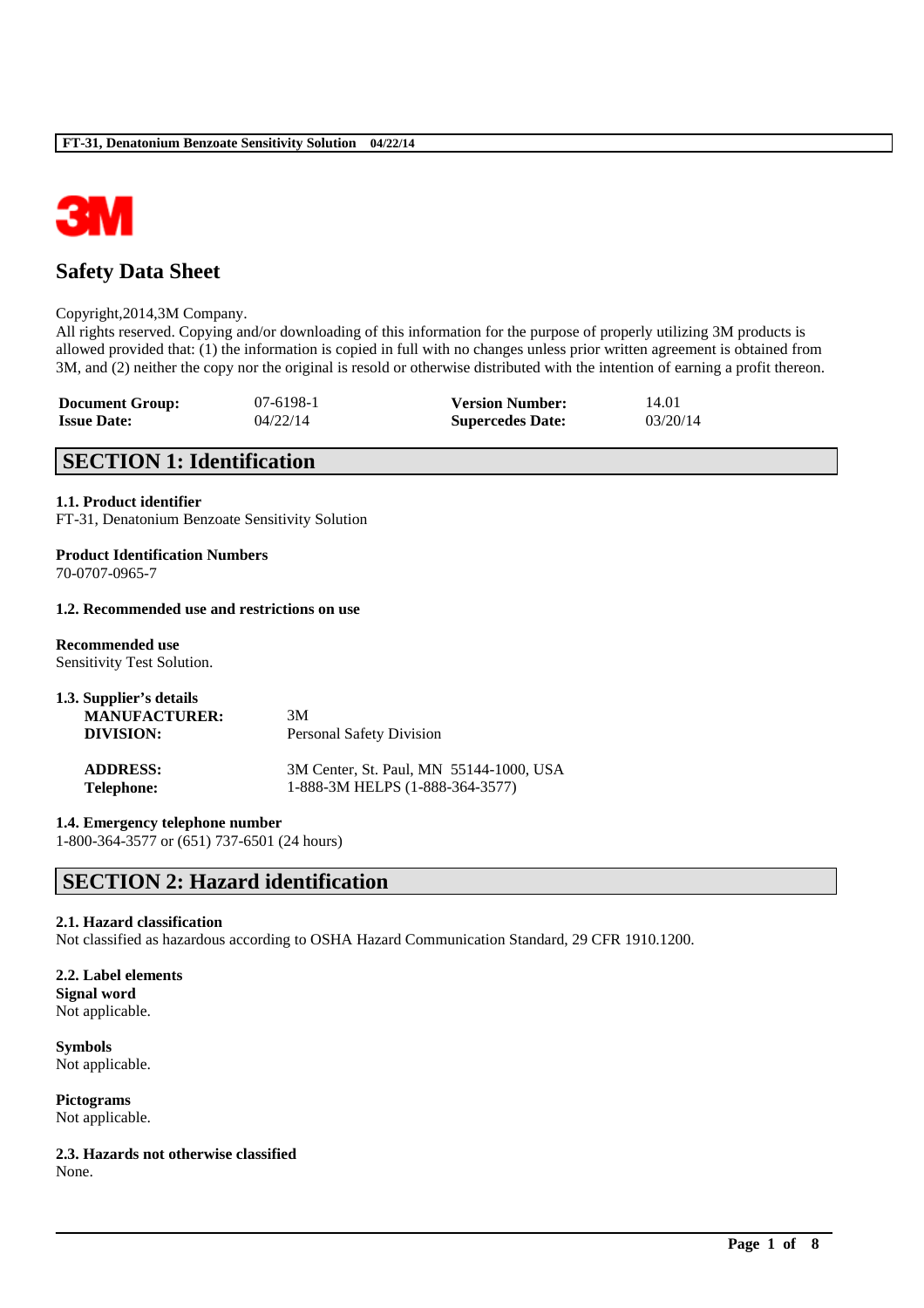# Safety Data Sheet

Copyright,2014,3M Company.
All rights reserved. Copying and/or downloading of this information for the purpose of properly utilizing 3M products is allowed provided that: (1) the information is copied in full with no changes unless prior written agreement is obtained from 3M, and (2) neither the copy nor the original is resold or otherwise distributed with the intention of earning a profit thereon.

| | | | |
|---|---|---|---|
| **Document Group:** | 07-6198-1 | **Version Number:** | 14.01 |
| **Issue Date:** | 04/22/14 | **Supercedes Date:** | 03/20/14 |

## SECTION 1: Identification

**1.1. Product identifier**
FT-31, Denatonium Benzoate Sensitivity Solution

**Product Identification Numbers**
70-0707-0965-7

**1.2. Recommended use and restrictions on use**

**Recommended use**
Sensitivity Test Solution.

**1.3. Supplier's details**

| | |
|---|---|
| **MANUFACTURER:** | 3M |
| **DIVISION:** | Personal Safety Division |
| **ADDRESS:** | 3M Center, St. Paul, MN 55144-1000, USA |
| **Telephone:** | 1-888-3M HELPS (1-888-364-3577) |

**1.4. Emergency telephone number**
1-800-364-3577 or (651) 737-6501 (24 hours)

## SECTION 2: Hazard identification

**2.1. Hazard classification**
Not classified as hazardous according to OSHA Hazard Communication Standard, 29 CFR 1910.1200.

**2.2. Label elements**

**Signal word**
Not applicable.

**Symbols**
Not applicable.

**Pictograms**
Not applicable.

**2.3. Hazards not otherwise classified**
None.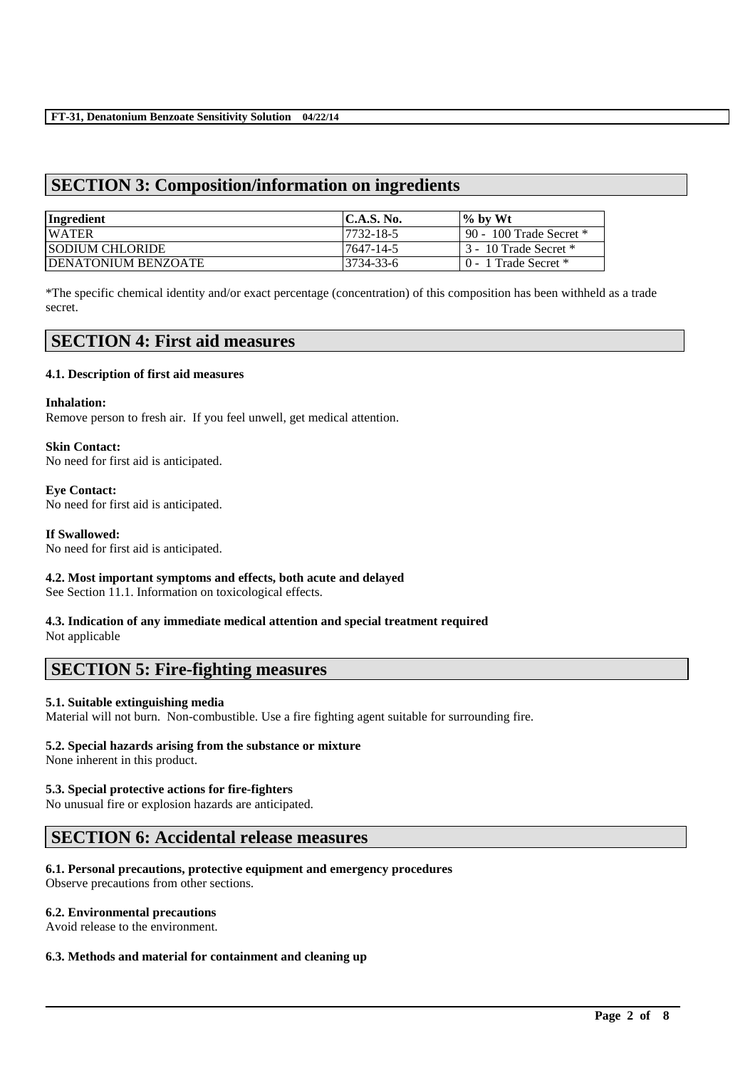## SECTION 3: Composition/information on ingredients

| Ingredient | C.A.S. No. | % by Wt |
| --- | --- | --- |
| WATER | 7732-18-5 | 90 - 100 Trade Secret * |
| SODIUM CHLORIDE | 7647-14-5 | 3 - 10 Trade Secret * |
| DENATONIUM BENZOATE | 3734-33-6 | 0 - 1 Trade Secret * |

*The specific chemical identity and/or exact percentage (concentration) of this composition has been withheld as a trade secret.

## SECTION 4: First aid measures

### 4.1. Description of first aid measures

**Inhalation:**
Remove person to fresh air. If you feel unwell, get medical attention.

**Skin Contact:**
No need for first aid is anticipated.

**Eye Contact:**
No need for first aid is anticipated.

**If Swallowed:**
No need for first aid is anticipated.

### 4.2. Most important symptoms and effects, both acute and delayed

See Section 11.1. Information on toxicological effects.

### 4.3. Indication of any immediate medical attention and special treatment required

Not applicable

## SECTION 5: Fire-fighting measures

### 5.1. Suitable extinguishing media

Material will not burn. Non-combustible. Use a fire fighting agent suitable for surrounding fire.

### 5.2. Special hazards arising from the substance or mixture

None inherent in this product.

### 5.3. Special protective actions for fire-fighters

No unusual fire or explosion hazards are anticipated.

## SECTION 6: Accidental release measures

### 6.1. Personal precautions, protective equipment and emergency procedures

Observe precautions from other sections.

### 6.2. Environmental precautions

Avoid release to the environment.

### 6.3. Methods and material for containment and cleaning up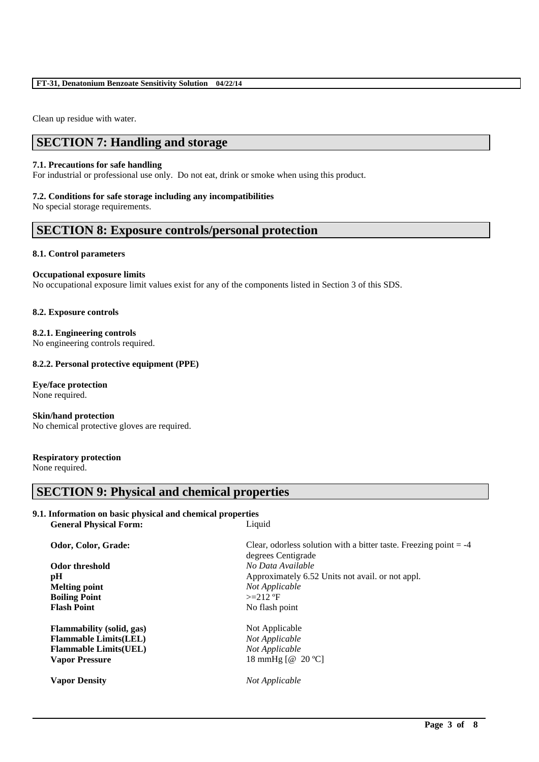Clean up residue with water.

## SECTION 7: Handling and storage

**7.1. Precautions for safe handling**
For industrial or professional use only. Do not eat, drink or smoke when using this product.

**7.2. Conditions for safe storage including any incompatibilities**
No special storage requirements.

## SECTION 8: Exposure controls/personal protection

**8.1. Control parameters**

**Occupational exposure limits**
No occupational exposure limit values exist for any of the components listed in Section 3 of this SDS.

**8.2. Exposure controls**

**8.2.1. Engineering controls**
No engineering controls required.

**8.2.2. Personal protective equipment (PPE)**

**Eye/face protection**
None required.

**Skin/hand protection**
No chemical protective gloves are required.

**Respiratory protection**
None required.

## SECTION 9: Physical and chemical properties

**9.1. Information on basic physical and chemical properties**

| | |
|---|---|
| **General Physical Form:** | Liquid |
| **Odor, Color, Grade:** | Clear, odorless solution with a bitter taste. Freezing point = -4 degrees Centigrade |
| **Odor threshold** | *No Data Available* |
| **pH** | Approximately 6.52 Units not avail. or not appl. |
| **Melting point** | *Not Applicable* |
| **Boiling Point** | >=212 ºF |
| **Flash Point** | No flash point |
| **Flammability (solid, gas)** | Not Applicable |
| **Flammable Limits(LEL)** | *Not Applicable* |
| **Flammable Limits(UEL)** | *Not Applicable* |
| **Vapor Pressure** | 18 mmHg [@ 20 ºC] |
| **Vapor Density** | *Not Applicable* |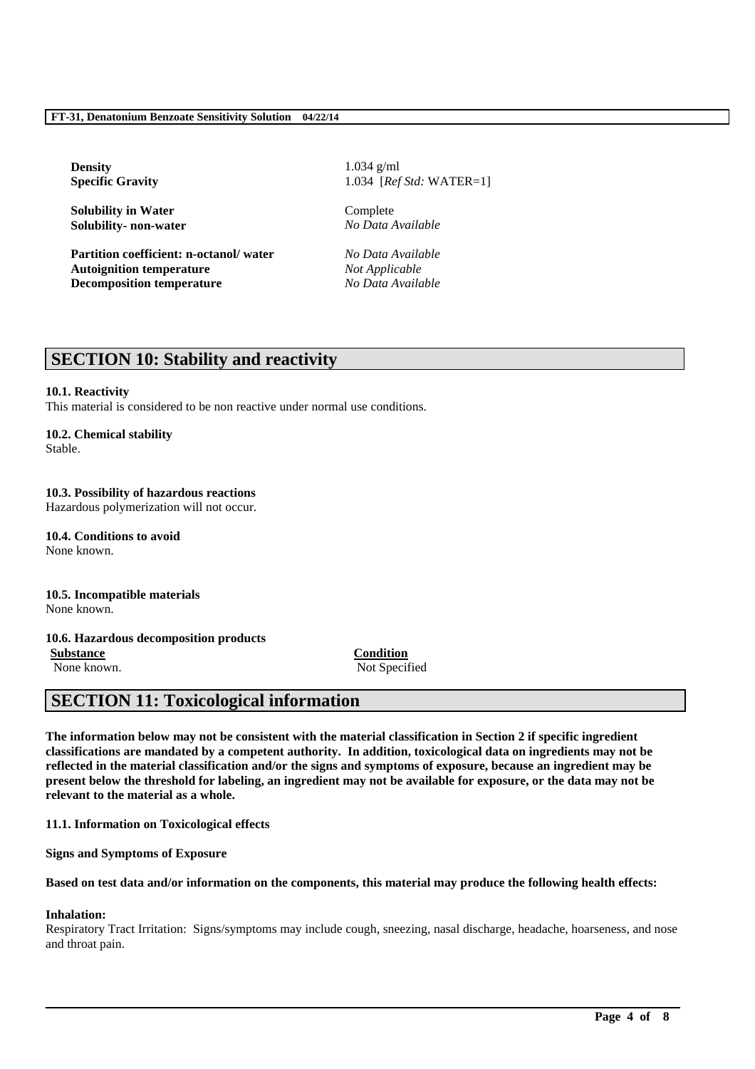| | |
|---|---|
| **Density** | 1.034 g/ml |
| **Specific Gravity** | 1.034 [*Ref Std:* WATER=1] |
| **Solubility in Water** | Complete |
| **Solubility- non-water** | *No Data Available* |
| **Partition coefficient: n-octanol/ water** | *No Data Available* |
| **Autoignition temperature** | *Not Applicable* |
| **Decomposition temperature** | *No Data Available* |

## SECTION 10: Stability and reactivity

**10.1. Reactivity**
This material is considered to be non reactive under normal use conditions.

**10.2. Chemical stability**
Stable.

**10.3. Possibility of hazardous reactions**
Hazardous polymerization will not occur.

**10.4. Conditions to avoid**
None known.

**10.5. Incompatible materials**
None known.

**10.6. Hazardous decomposition products**

| **Substance** | **Condition** |
|---|---|
| None known. | Not Specified |

## SECTION 11: Toxicological information

**The information below may not be consistent with the material classification in Section 2 if specific ingredient classifications are mandated by a competent authority. In addition, toxicological data on ingredients may not be reflected in the material classification and/or the signs and symptoms of exposure, because an ingredient may be present below the threshold for labeling, an ingredient may not be available for exposure, or the data may not be relevant to the material as a whole.**

**11.1. Information on Toxicological effects**

**Signs and Symptoms of Exposure**

**Based on test data and/or information on the components, this material may produce the following health effects:**

**Inhalation:**
Respiratory Tract Irritation: Signs/symptoms may include cough, sneezing, nasal discharge, headache, hoarseness, and nose and throat pain.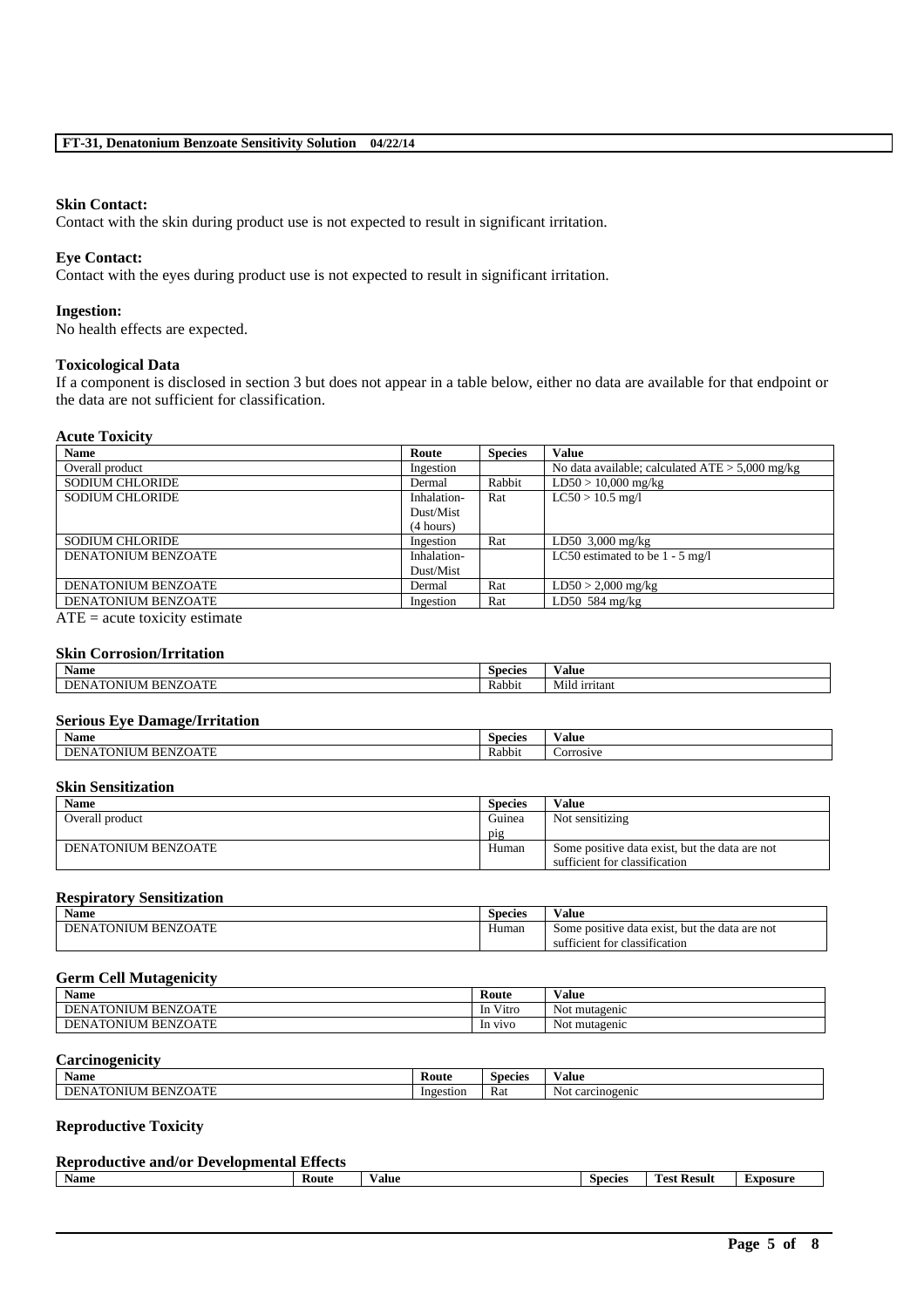**Skin Contact:**
Contact with the skin during product use is not expected to result in significant irritation.

**Eye Contact:**
Contact with the eyes during product use is not expected to result in significant irritation.

**Ingestion:**
No health effects are expected.

**Toxicological Data**
If a component is disclosed in section 3 but does not appear in a table below, either no data are available for that endpoint or the data are not sufficient for classification.

**Acute Toxicity**

| Name | Route | Species | Value |
|---|---|---|---|
| Overall product | Ingestion | | No data available; calculated ATE > 5,000 mg/kg |
| SODIUM CHLORIDE | Dermal | Rabbit | LD50 > 10,000 mg/kg |
| SODIUM CHLORIDE | Inhalation-Dust/Mist (4 hours) | Rat | LC50 > 10.5 mg/l |
| SODIUM CHLORIDE | Ingestion | Rat | LD50 3,000 mg/kg |
| DENATONIUM BENZOATE | Inhalation-Dust/Mist | | LC50 estimated to be 1 - 5 mg/l |
| DENATONIUM BENZOATE | Dermal | Rat | LD50 > 2,000 mg/kg |
| DENATONIUM BENZOATE | Ingestion | Rat | LD50 584 mg/kg |

ATE = acute toxicity estimate

**Skin Corrosion/Irritation**

| Name | Species | Value |
|---|---|---|
| DENATONIUM BENZOATE | Rabbit | Mild irritant |

**Serious Eye Damage/Irritation**

| Name | Species | Value |
|---|---|---|
| DENATONIUM BENZOATE | Rabbit | Corrosive |

**Skin Sensitization**

| Name | Species | Value |
|---|---|---|
| Overall product | Guinea pig | Not sensitizing |
| DENATONIUM BENZOATE | Human | Some positive data exist, but the data are not sufficient for classification |

**Respiratory Sensitization**

| Name | Species | Value |
|---|---|---|
| DENATONIUM BENZOATE | Human | Some positive data exist, but the data are not sufficient for classification |

**Germ Cell Mutagenicity**

| Name | Route | Value |
|---|---|---|
| DENATONIUM BENZOATE | In Vitro | Not mutagenic |
| DENATONIUM BENZOATE | In vivo | Not mutagenic |

**Carcinogenicity**

| Name | Route | Species | Value |
|---|---|---|---|
| DENATONIUM BENZOATE | Ingestion | Rat | Not carcinogenic |

**Reproductive Toxicity**

**Reproductive and/or Developmental Effects**

| Name | Route | Value | Species | Test Result | Exposure |
|---|---|---|---|---|---|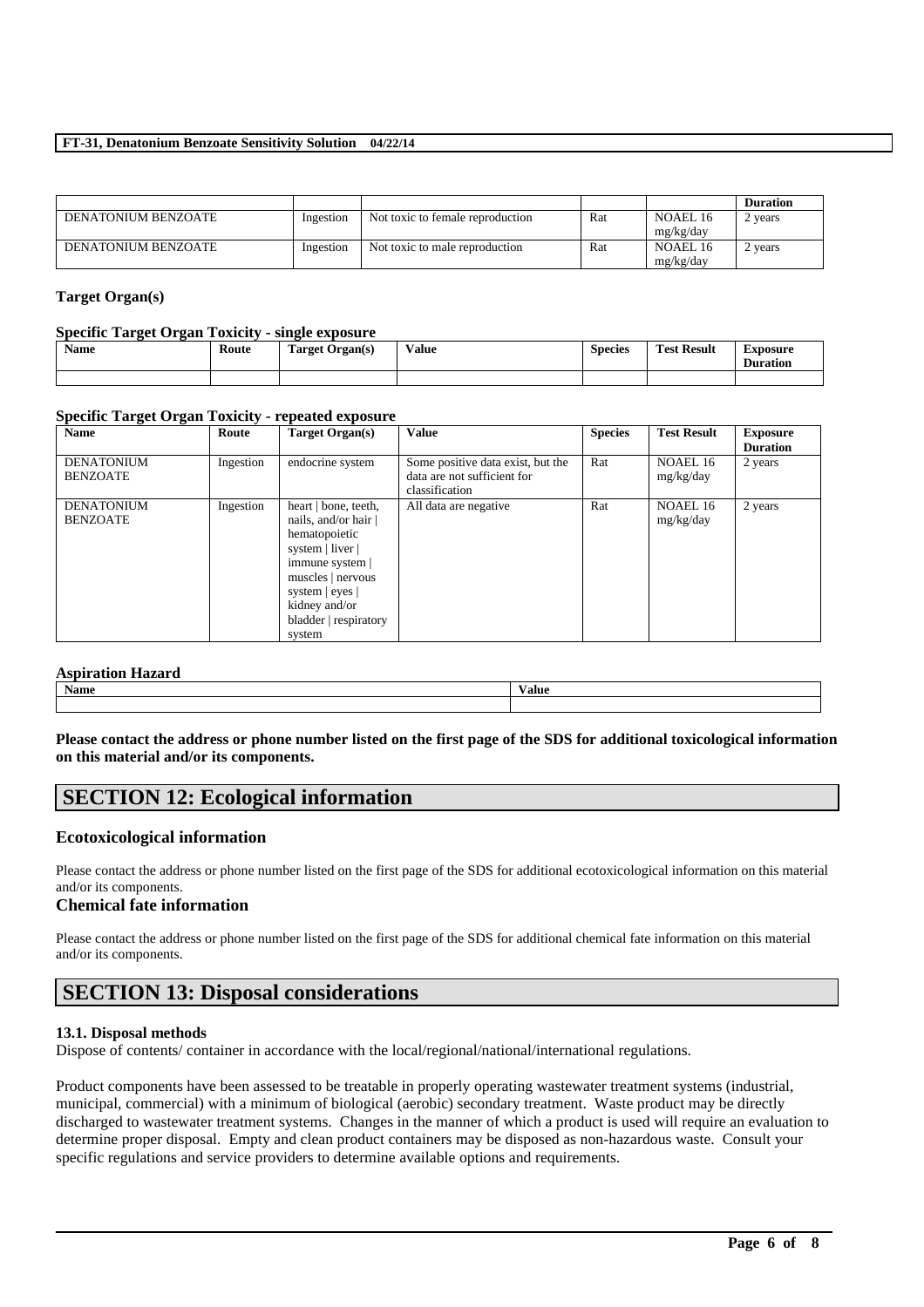| | | | | | Duration |
|---|---|---|---|---|---|
| DENATONIUM BENZOATE | Ingestion | Not toxic to female reproduction | Rat | NOAEL 16 mg/kg/day | 2 years |
| DENATONIUM BENZOATE | Ingestion | Not toxic to male reproduction | Rat | NOAEL 16 mg/kg/day | 2 years |

**Target Organ(s)**

**Specific Target Organ Toxicity - single exposure**

| Name | Route | Target Organ(s) | Value | Species | Test Result | Exposure Duration |
|---|---|---|---|---|---|---|
| | | | | | | |

**Specific Target Organ Toxicity - repeated exposure**

| Name | Route | Target Organ(s) | Value | Species | Test Result | Exposure Duration |
|---|---|---|---|---|---|---|
| DENATONIUM BENZOATE | Ingestion | endocrine system | Some positive data exist, but the data are not sufficient for classification | Rat | NOAEL 16 mg/kg/day | 2 years |
| DENATONIUM BENZOATE | Ingestion | heart \| bone, teeth, nails, and/or hair \| hematopoietic system \| liver \| immune system \| muscles \| nervous system \| eyes \| kidney and/or bladder \| respiratory system | All data are negative | Rat | NOAEL 16 mg/kg/day | 2 years |

**Aspiration Hazard**

| Name | Value |
|---|---|
| | |

**Please contact the address or phone number listed on the first page of the SDS for additional toxicological information on this material and/or its components.**

# SECTION 12: Ecological information

### Ecotoxicological information

Please contact the address or phone number listed on the first page of the SDS for additional ecotoxicological information on this material and/or its components.

### Chemical fate information

Please contact the address or phone number listed on the first page of the SDS for additional chemical fate information on this material and/or its components.

# SECTION 13: Disposal considerations

**13.1. Disposal methods**

Dispose of contents/ container in accordance with the local/regional/national/international regulations.

Product components have been assessed to be treatable in properly operating wastewater treatment systems (industrial, municipal, commercial) with a minimum of biological (aerobic) secondary treatment. Waste product may be directly discharged to wastewater treatment systems. Changes in the manner of which a product is used will require an evaluation to determine proper disposal. Empty and clean product containers may be disposed as non-hazardous waste. Consult your specific regulations and service providers to determine available options and requirements.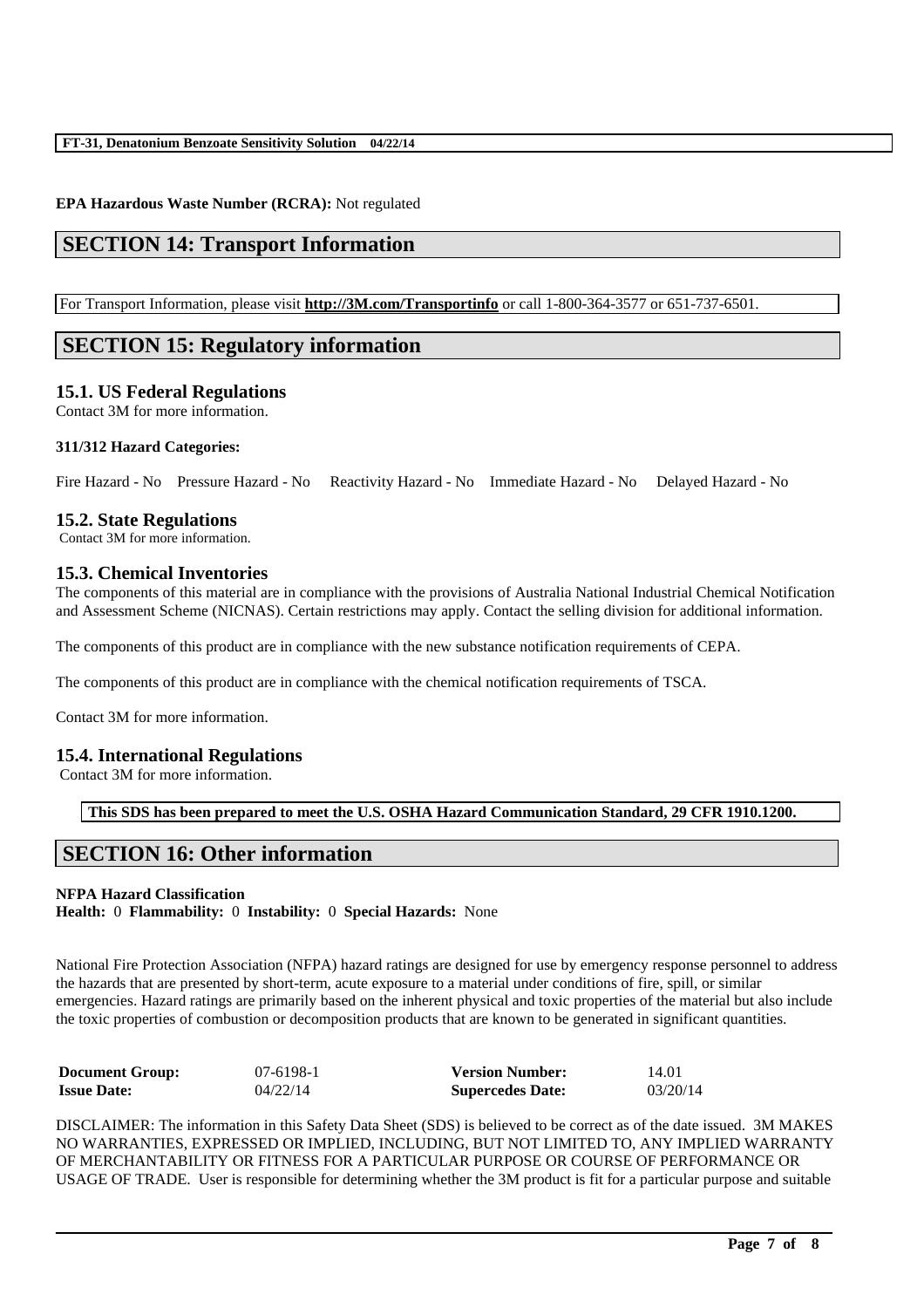**EPA Hazardous Waste Number (RCRA):** Not regulated

## SECTION 14: Transport Information

For Transport Information, please visit **http://3M.com/Transportinfo** or call 1-800-364-3577 or 651-737-6501.

## SECTION 15: Regulatory information

### 15.1. US Federal Regulations

Contact 3M for more information.

**311/312 Hazard Categories:**

Fire Hazard - No    Pressure Hazard - No    Reactivity Hazard - No    Immediate Hazard - No    Delayed Hazard - No

### 15.2. State Regulations

Contact 3M for more information.

### 15.3. Chemical Inventories

The components of this material are in compliance with the provisions of Australia National Industrial Chemical Notification and Assessment Scheme (NICNAS). Certain restrictions may apply. Contact the selling division for additional information.

The components of this product are in compliance with the new substance notification requirements of CEPA.

The components of this product are in compliance with the chemical notification requirements of TSCA.

Contact 3M for more information.

### 15.4. International Regulations

Contact 3M for more information.

**This SDS has been prepared to meet the U.S. OSHA Hazard Communication Standard, 29 CFR 1910.1200.**

## SECTION 16: Other information

**NFPA Hazard Classification**
**Health:** 0 **Flammability:** 0 **Instability:** 0 **Special Hazards:** None

National Fire Protection Association (NFPA) hazard ratings are designed for use by emergency response personnel to address the hazards that are presented by short-term, acute exposure to a material under conditions of fire, spill, or similar emergencies. Hazard ratings are primarily based on the inherent physical and toxic properties of the material but also include the toxic properties of combustion or decomposition products that are known to be generated in significant quantities.

| | | | |
|---|---|---|---|
| **Document Group:** | 07-6198-1 | **Version Number:** | 14.01 |
| **Issue Date:** | 04/22/14 | **Supercedes Date:** | 03/20/14 |

DISCLAIMER: The information in this Safety Data Sheet (SDS) is believed to be correct as of the date issued. 3M MAKES NO WARRANTIES, EXPRESSED OR IMPLIED, INCLUDING, BUT NOT LIMITED TO, ANY IMPLIED WARRANTY OF MERCHANTABILITY OR FITNESS FOR A PARTICULAR PURPOSE OR COURSE OF PERFORMANCE OR USAGE OF TRADE. User is responsible for determining whether the 3M product is fit for a particular purpose and suitable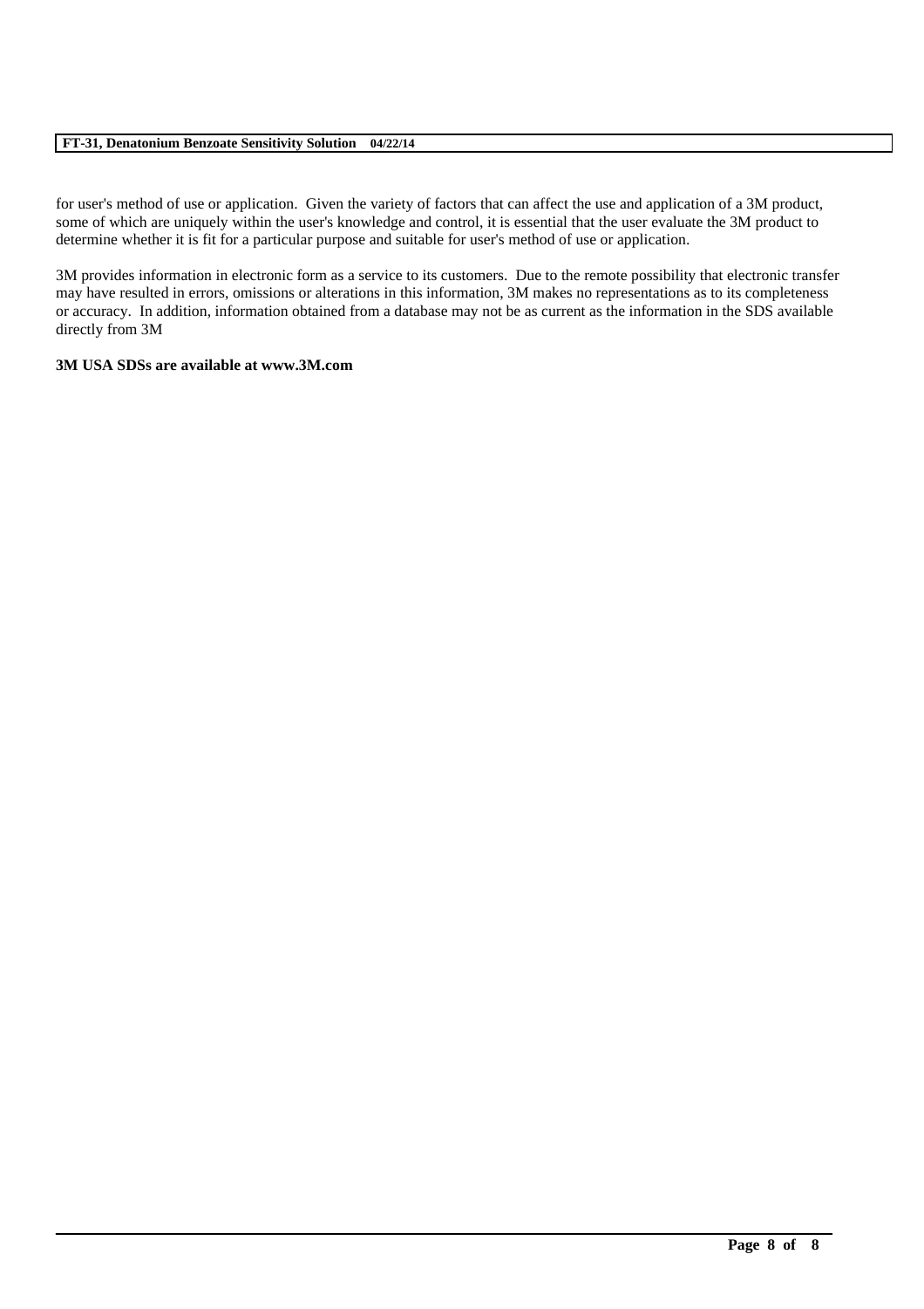for user's method of use or application. Given the variety of factors that can affect the use and application of a 3M product, some of which are uniquely within the user's knowledge and control, it is essential that the user evaluate the 3M product to determine whether it is fit for a particular purpose and suitable for user's method of use or application.

3M provides information in electronic form as a service to its customers. Due to the remote possibility that electronic transfer may have resulted in errors, omissions or alterations in this information, 3M makes no representations as to its completeness or accuracy. In addition, information obtained from a database may not be as current as the information in the SDS available directly from 3M

**3M USA SDSs are available at www.3M.com**